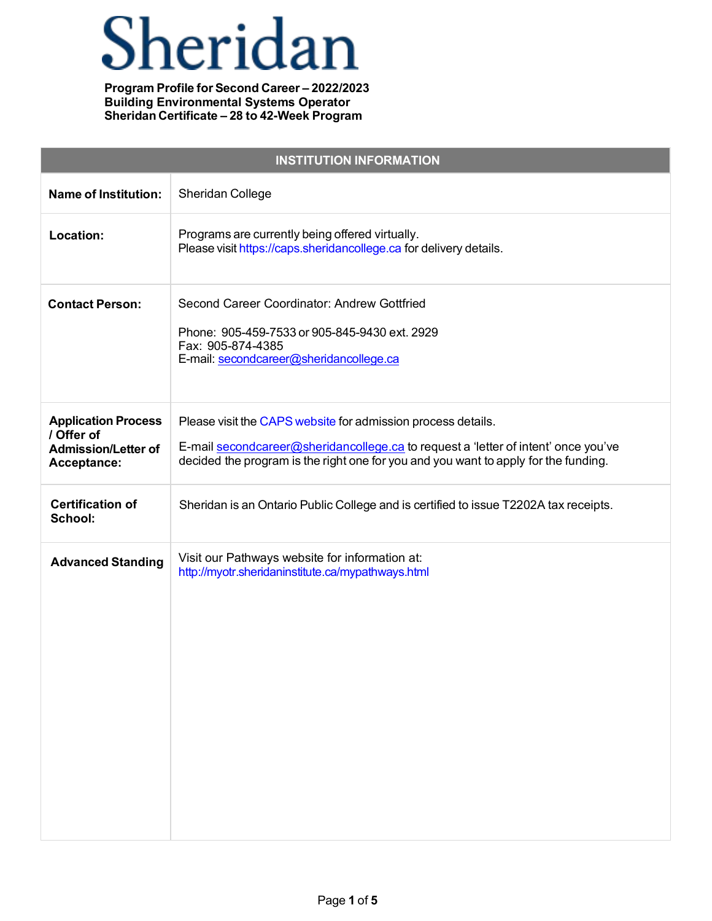# Sheridan

**Program Profile for Second Career – 2022/2023**
**Building Environmental Systems Operator**
**Sheridan Certificate – 28 to 42-Week Program**

| INSTITUTION INFORMATION | |
|---|---|
| **Name of Institution:** | Sheridan College |
| **Location:** | Programs are currently being offered virtually.<br>Please visit https://caps.sheridancollege.ca for delivery details. |
| **Contact Person:** | Second Career Coordinator: Andrew Gottfried<br><br>Phone: 905-459-7533 or 905-845-9430 ext. 2929<br>Fax: 905-874-4385<br>E-mail: secondcareer@sheridancollege.ca |
| **Application Process / Offer of Admission/Letter of Acceptance:** | Please visit the CAPS website for admission process details.<br><br>E-mail secondcareer@sheridancollege.ca to request a 'letter of intent' once you've decided the program is the right one for you and you want to apply for the funding. |
| **Certification of School:** | Sheridan is an Ontario Public College and is certified to issue T2202A tax receipts. |
| **Advanced Standing** | Visit our Pathways website for information at:<br>http://myotr.sheridaninstitute.ca/mypathways.html |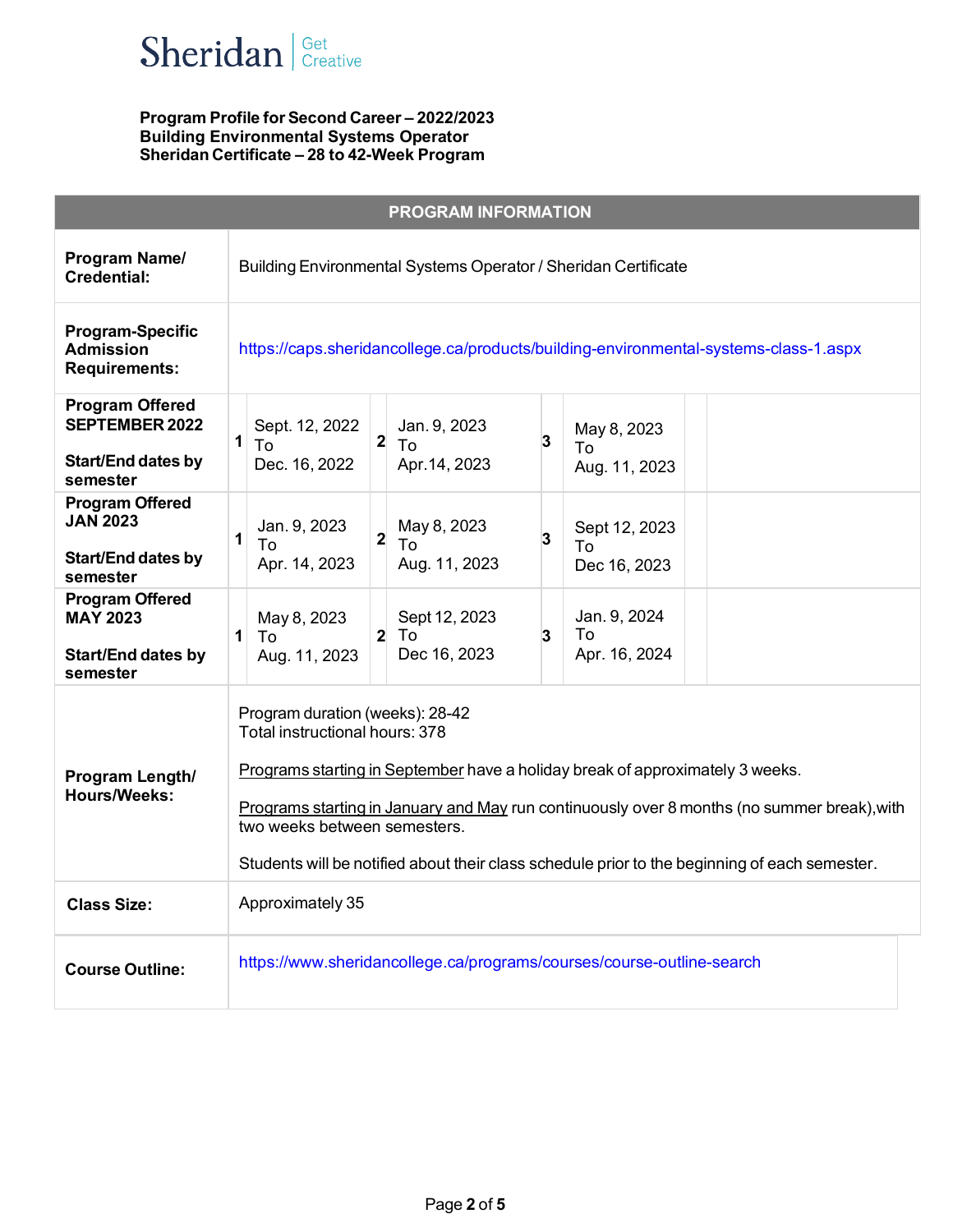Sheridan | Get Creative

**Program Profile for Second Career – 2022/2023**
**Building Environmental Systems Operator**
**Sheridan Certificate – 28 to 42-Week Program**

| PROGRAM INFORMATION | | | | | | | |
|---|---|---|---|---|---|---|---|
| **Program Name/ Credential:** | Building Environmental Systems Operator / Sheridan Certificate | | | | | | |
| **Program-Specific Admission Requirements:** | https://caps.sheridancollege.ca/products/building-environmental-systems-class-1.aspx | | | | | | |
| **Program Offered SEPTEMBER 2022**<br><br>**Start/End dates by semester** | **1** | Sept. 12, 2022 To Dec. 16, 2022 | **2** | Jan. 9, 2023 To Apr.14, 2023 | **3** | May 8, 2023 To Aug. 11, 2023 | |
| **Program Offered JAN 2023**<br><br>**Start/End dates by semester** | **1** | Jan. 9, 2023 To Apr. 14, 2023 | **2** | May 8, 2023 To Aug. 11, 2023 | **3** | Sept 12, 2023 To Dec 16, 2023 | |
| **Program Offered MAY 2023**<br><br>**Start/End dates by semester** | **1** | May 8, 2023 To Aug. 11, 2023 | **2** | Sept 12, 2023 To Dec 16, 2023 | **3** | Jan. 9, 2024 To Apr. 16, 2024 | |
| **Program Length/ Hours/Weeks:** | Program duration (weeks): 28-42<br>Total instructional hours: 378<br><br>Programs starting in September have a holiday break of approximately 3 weeks.<br><br>Programs starting in January and May run continuously over 8 months (no summer break),with two weeks between semesters.<br><br>Students will be notified about their class schedule prior to the beginning of each semester. | | | | | | |
| **Class Size:** | Approximately 35 | | | | | | |
| **Course Outline:** | https://www.sheridancollege.ca/programs/courses/course-outline-search | | | | | | |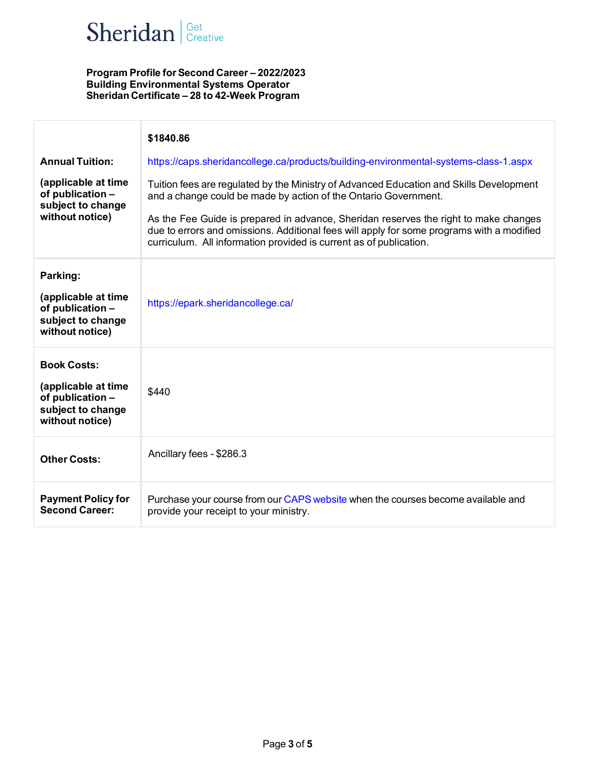**Program Profile for Second Career – 2022/2023**
**Building Environmental Systems Operator**
**Sheridan Certificate – 28 to 42-Week Program**

| | |
|---|---|
| **Annual Tuition:**<br><br>**(applicable at time of publication – subject to change without notice)** | **$1840.86**<br><br>https://caps.sheridancollege.ca/products/building-environmental-systems-class-1.aspx<br><br>Tuition fees are regulated by the Ministry of Advanced Education and Skills Development and a change could be made by action of the Ontario Government.<br><br>As the Fee Guide is prepared in advance, Sheridan reserves the right to make changes due to errors and omissions. Additional fees will apply for some programs with a modified curriculum. All information provided is current as of publication. |
| **Parking:**<br><br>**(applicable at time of publication – subject to change without notice)** | https://epark.sheridancollege.ca/ |
| **Book Costs:**<br><br>**(applicable at time of publication – subject to change without notice)** | $440 |
| **Other Costs:** | Ancillary fees - $286.3 |
| **Payment Policy for Second Career:** | Purchase your course from our CAPS website when the courses become available and provide your receipt to your ministry. |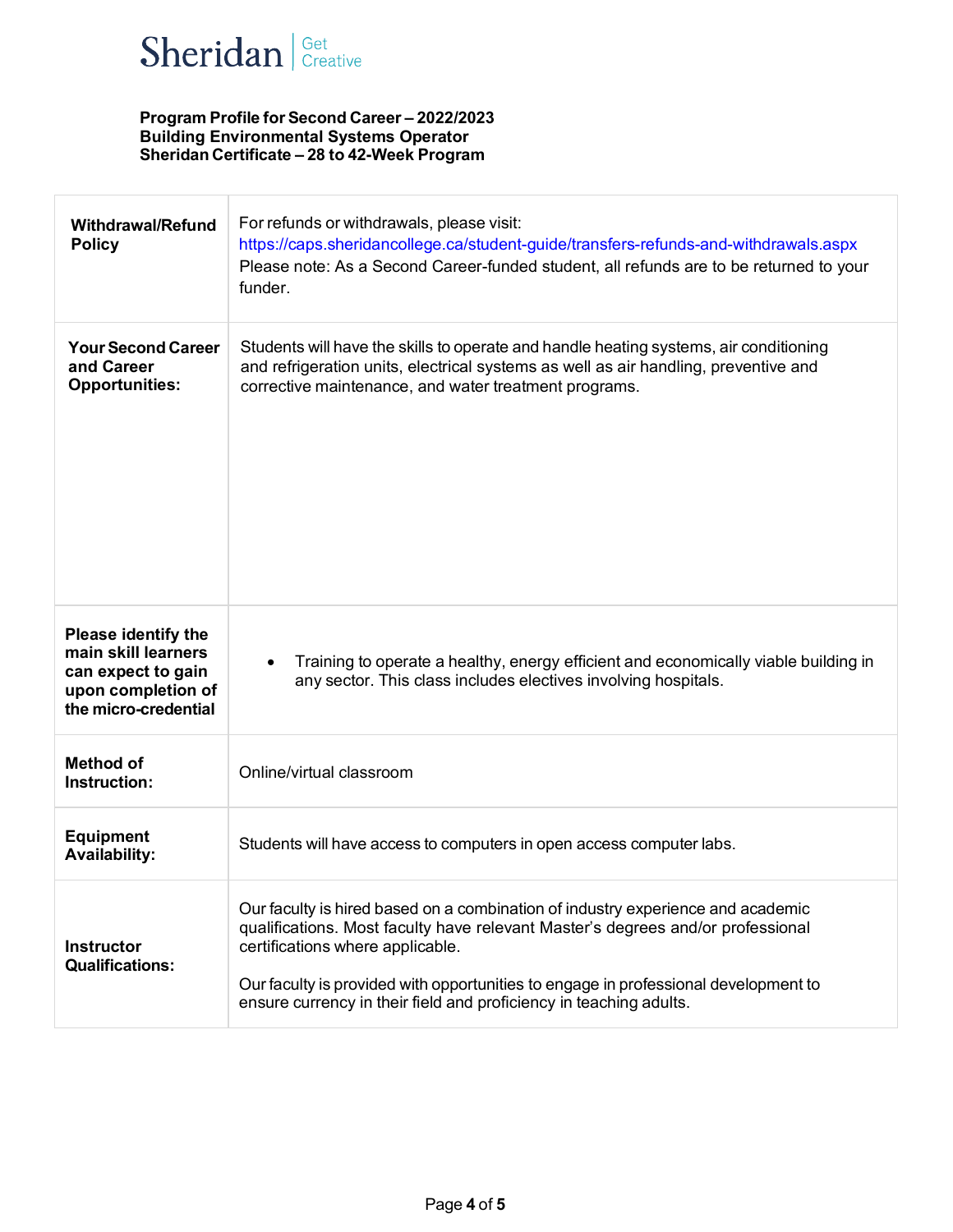**Program Profile for Second Career – 2022/2023**
**Building Environmental Systems Operator**
**Sheridan Certificate – 28 to 42-Week Program**

| | |
|---|---|
| **Withdrawal/Refund Policy** | For refunds or withdrawals, please visit: https://caps.sheridancollege.ca/student-guide/transfers-refunds-and-withdrawals.aspx<br>Please note: As a Second Career-funded student, all refunds are to be returned to your funder. |
| **Your Second Career and Career Opportunities:** | Students will have the skills to operate and handle heating systems, air conditioning and refrigeration units, electrical systems as well as air handling, preventive and corrective maintenance, and water treatment programs. |
| **Please identify the main skill learners can expect to gain upon completion of the micro-credential** | • Training to operate a healthy, energy efficient and economically viable building in any sector. This class includes electives involving hospitals. |
| **Method of Instruction:** | Online/virtual classroom |
| **Equipment Availability:** | Students will have access to computers in open access computer labs. |
| **Instructor Qualifications:** | Our faculty is hired based on a combination of industry experience and academic qualifications. Most faculty have relevant Master's degrees and/or professional certifications where applicable.<br><br>Our faculty is provided with opportunities to engage in professional development to ensure currency in their field and proficiency in teaching adults. |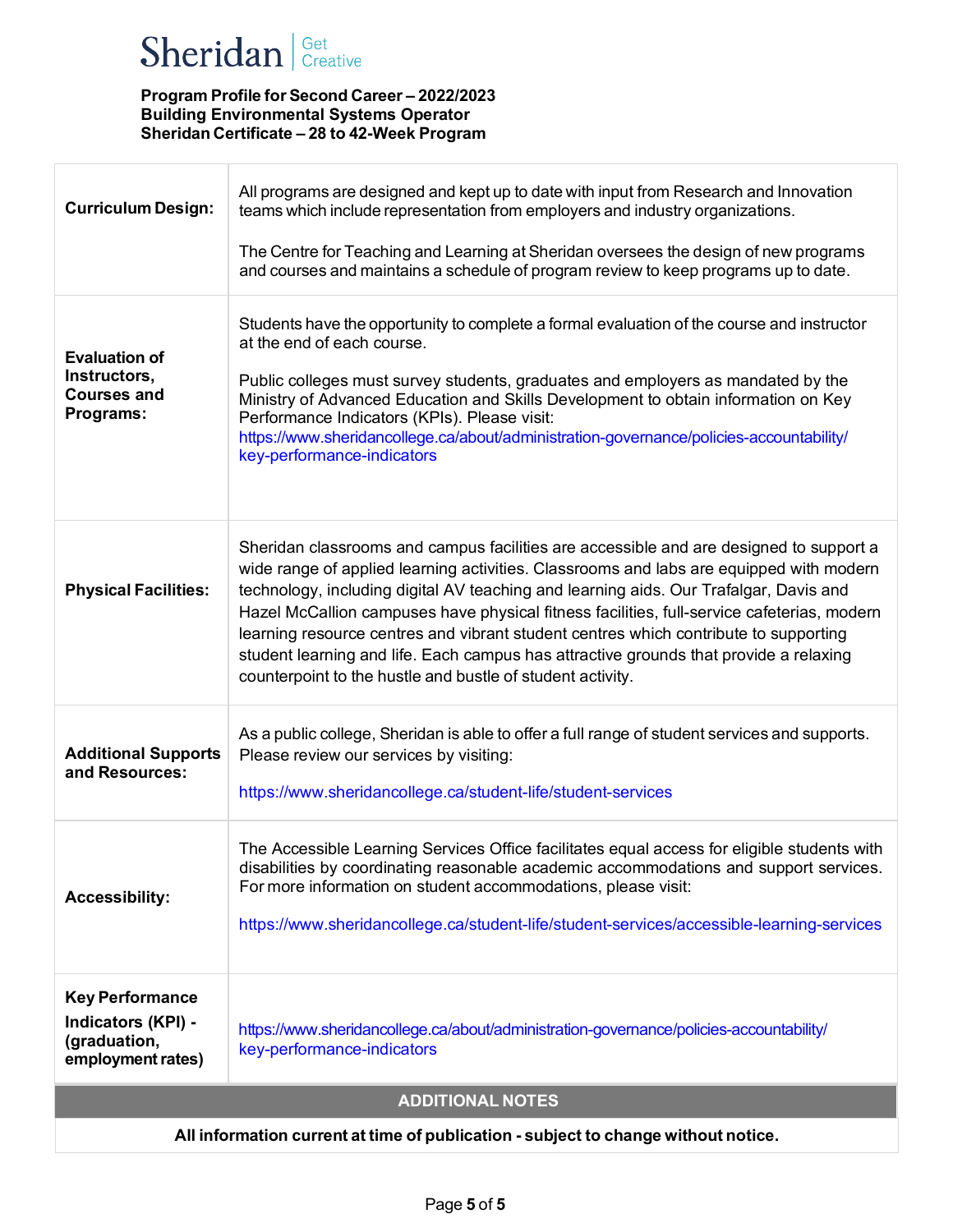**Program Profile for Second Career – 2022/2023**
**Building Environmental Systems Operator**
**Sheridan Certificate – 28 to 42-Week Program**

| | |
|---|---|
| **Curriculum Design:** | All programs are designed and kept up to date with input from Research and Innovation teams which include representation from employers and industry organizations.<br><br>The Centre for Teaching and Learning at Sheridan oversees the design of new programs and courses and maintains a schedule of program review to keep programs up to date. |
| **Evaluation of Instructors, Courses and Programs:** | Students have the opportunity to complete a formal evaluation of the course and instructor at the end of each course.<br><br>Public colleges must survey students, graduates and employers as mandated by the Ministry of Advanced Education and Skills Development to obtain information on Key Performance Indicators (KPIs). Please visit: https://www.sheridancollege.ca/about/administration-governance/policies-accountability/key-performance-indicators |
| **Physical Facilities:** | Sheridan classrooms and campus facilities are accessible and are designed to support a wide range of applied learning activities. Classrooms and labs are equipped with modern technology, including digital AV teaching and learning aids. Our Trafalgar, Davis and Hazel McCallion campuses have physical fitness facilities, full-service cafeterias, modern learning resource centres and vibrant student centres which contribute to supporting student learning and life. Each campus has attractive grounds that provide a relaxing counterpoint to the hustle and bustle of student activity. |
| **Additional Supports and Resources:** | As a public college, Sheridan is able to offer a full range of student services and supports. Please review our services by visiting:<br><br>https://www.sheridancollege.ca/student-life/student-services |
| **Accessibility:** | The Accessible Learning Services Office facilitates equal access for eligible students with disabilities by coordinating reasonable academic accommodations and support services. For more information on student accommodations, please visit:<br><br>https://www.sheridancollege.ca/student-life/student-services/accessible-learning-services |
| **Key Performance Indicators (KPI) - (graduation, employment rates)** | https://www.sheridancollege.ca/about/administration-governance/policies-accountability/key-performance-indicators |

**ADDITIONAL NOTES**

**All information current at time of publication - subject to change without notice.**